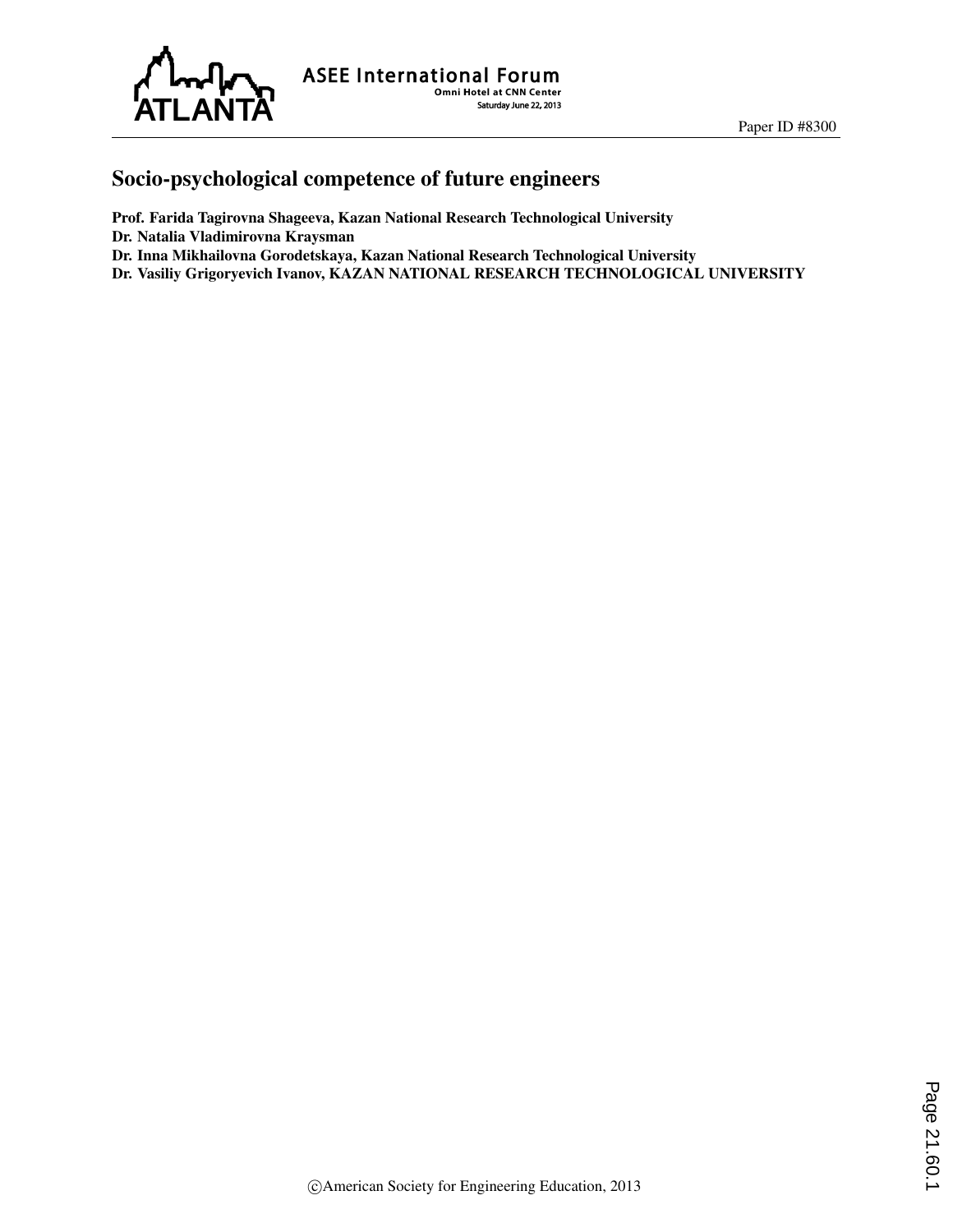Paper ID #8300

# Socio-psychological competence of future engineers

**Prof. Farida Tagirovna Shageeva, Kazan National Research Technological University**

**Dr. Natalia Vladimirovna Kraysman**

**Dr. Inna Mikhailovna Gorodetskaya, Kazan National Research Technological University**

**Dr. Vasiliy Grigoryevich Ivanov, KAZAN NATIONAL RESEARCH TECHNOLOGICAL UNIVERSITY**

©American Society for Engineering Education, 2013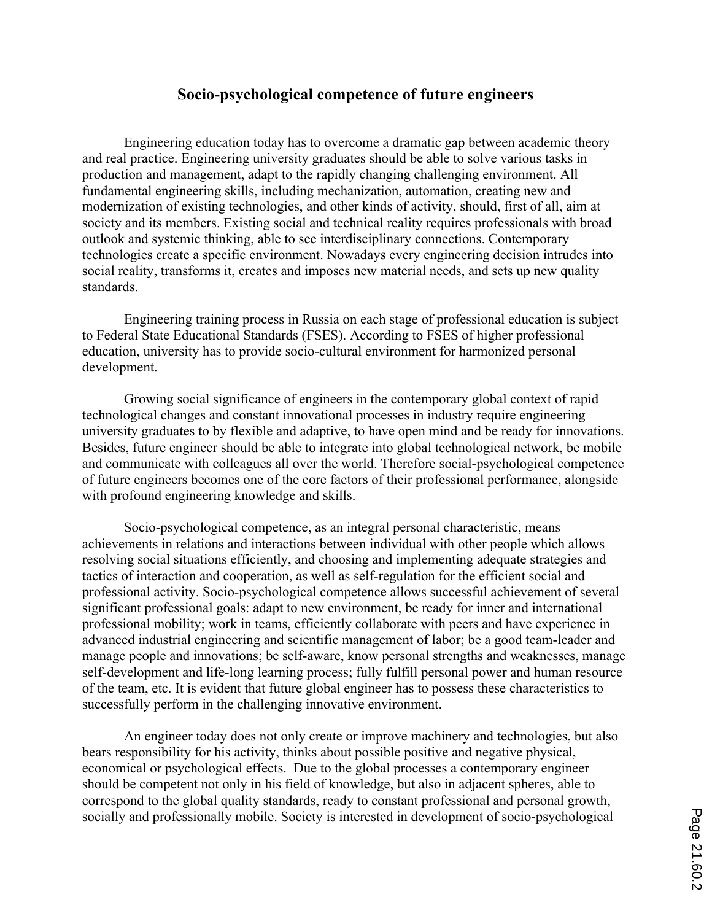## Socio-psychological competence of future engineers

Engineering education today has to overcome a dramatic gap between academic theory and real practice. Engineering university graduates should be able to solve various tasks in production and management, adapt to the rapidly changing challenging environment. All fundamental engineering skills, including mechanization, automation, creating new and modernization of existing technologies, and other kinds of activity, should, first of all, aim at society and its members. Existing social and technical reality requires professionals with broad outlook and systemic thinking, able to see interdisciplinary connections. Contemporary technologies create a specific environment. Nowadays every engineering decision intrudes into social reality, transforms it, creates and imposes new material needs, and sets up new quality standards.

Engineering training process in Russia on each stage of professional education is subject to Federal State Educational Standards (FSES). According to FSES of higher professional education, university has to provide socio-cultural environment for harmonized personal development.

Growing social significance of engineers in the contemporary global context of rapid technological changes and constant innovational processes in industry require engineering university graduates to by flexible and adaptive, to have open mind and be ready for innovations. Besides, future engineer should be able to integrate into global technological network, be mobile and communicate with colleagues all over the world. Therefore social-psychological competence of future engineers becomes one of the core factors of their professional performance, alongside with profound engineering knowledge and skills.

Socio-psychological competence, as an integral personal characteristic, means achievements in relations and interactions between individual with other people which allows resolving social situations efficiently, and choosing and implementing adequate strategies and tactics of interaction and cooperation, as well as self-regulation for the efficient social and professional activity. Socio-psychological competence allows successful achievement of several significant professional goals: adapt to new environment, be ready for inner and international professional mobility; work in teams, efficiently collaborate with peers and have experience in advanced industrial engineering and scientific management of labor; be a good team-leader and manage people and innovations; be self-aware, know personal strengths and weaknesses, manage self-development and life-long learning process; fully fulfill personal power and human resource of the team, etc. It is evident that future global engineer has to possess these characteristics to successfully perform in the challenging innovative environment.

An engineer today does not only create or improve machinery and technologies, but also bears responsibility for his activity, thinks about possible positive and negative physical, economical or psychological effects. Due to the global processes a contemporary engineer should be competent not only in his field of knowledge, but also in adjacent spheres, able to correspond to the global quality standards, ready to constant professional and personal growth, socially and professionally mobile. Society is interested in development of socio-psychological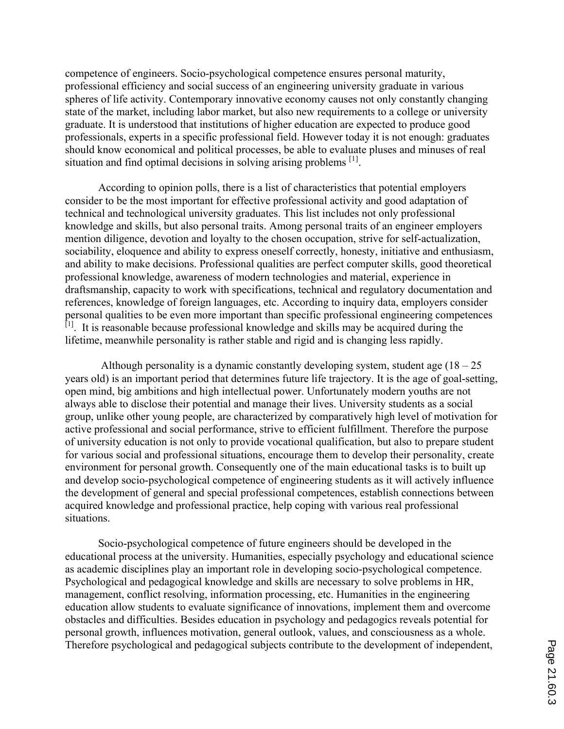competence of engineers. Socio-psychological competence ensures personal maturity, professional efficiency and social success of an engineering university graduate in various spheres of life activity. Contemporary innovative economy causes not only constantly changing state of the market, including labor market, but also new requirements to a college or university graduate. It is understood that institutions of higher education are expected to produce good professionals, experts in a specific professional field. However today it is not enough: graduates should know economical and political processes, be able to evaluate pluses and minuses of real situation and find optimal decisions in solving arising problems [1].

According to opinion polls, there is a list of characteristics that potential employers consider to be the most important for effective professional activity and good adaptation of technical and technological university graduates. This list includes not only professional knowledge and skills, but also personal traits. Among personal traits of an engineer employers mention diligence, devotion and loyalty to the chosen occupation, strive for self-actualization, sociability, eloquence and ability to express oneself correctly, honesty, initiative and enthusiasm, and ability to make decisions. Professional qualities are perfect computer skills, good theoretical professional knowledge, awareness of modern technologies and material, experience in draftsmanship, capacity to work with specifications, technical and regulatory documentation and references, knowledge of foreign languages, etc. According to inquiry data, employers consider personal qualities to be even more important than specific professional engineering competences [1]. It is reasonable because professional knowledge and skills may be acquired during the lifetime, meanwhile personality is rather stable and rigid and is changing less rapidly.

Although personality is a dynamic constantly developing system, student age (18 – 25 years old) is an important period that determines future life trajectory. It is the age of goal-setting, open mind, big ambitions and high intellectual power. Unfortunately modern youths are not always able to disclose their potential and manage their lives. University students as a social group, unlike other young people, are characterized by comparatively high level of motivation for active professional and social performance, strive to efficient fulfillment. Therefore the purpose of university education is not only to provide vocational qualification, but also to prepare student for various social and professional situations, encourage them to develop their personality, create environment for personal growth. Consequently one of the main educational tasks is to built up and develop socio-psychological competence of engineering students as it will actively influence the development of general and special professional competences, establish connections between acquired knowledge and professional practice, help coping with various real professional situations.

Socio-psychological competence of future engineers should be developed in the educational process at the university. Humanities, especially psychology and educational science as academic disciplines play an important role in developing socio-psychological competence. Psychological and pedagogical knowledge and skills are necessary to solve problems in HR, management, conflict resolving, information processing, etc. Humanities in the engineering education allow students to evaluate significance of innovations, implement them and overcome obstacles and difficulties. Besides education in psychology and pedagogics reveals potential for personal growth, influences motivation, general outlook, values, and consciousness as a whole. Therefore psychological and pedagogical subjects contribute to the development of independent,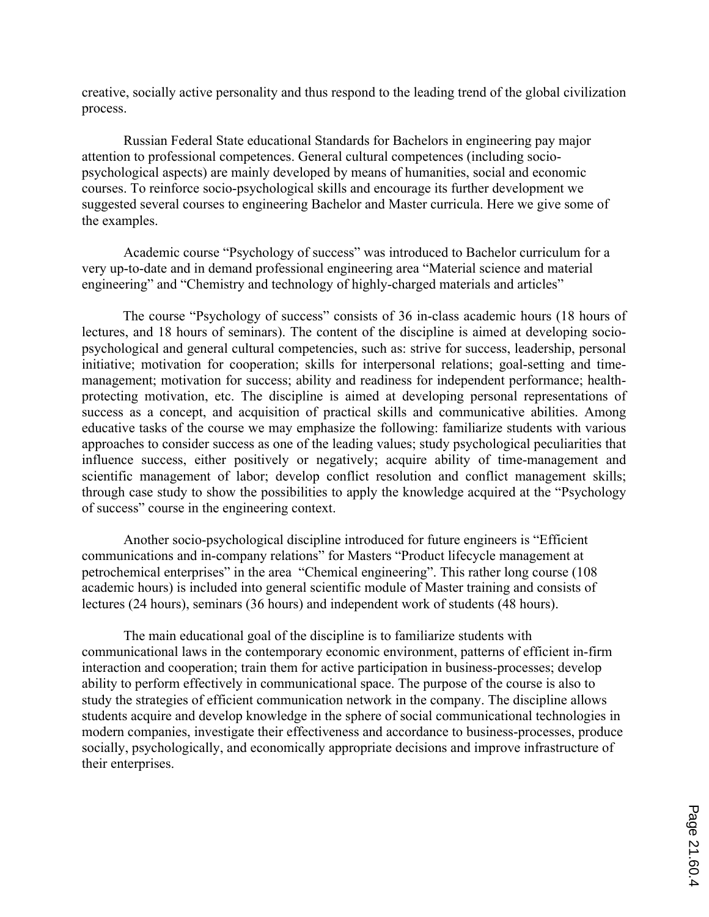creative, socially active personality and thus respond to the leading trend of the global civilization process.

Russian Federal State educational Standards for Bachelors in engineering pay major attention to professional competences. General cultural competences (including socio-psychological aspects) are mainly developed by means of humanities, social and economic courses. To reinforce socio-psychological skills and encourage its further development we suggested several courses to engineering Bachelor and Master curricula. Here we give some of the examples.

Academic course "Psychology of success" was introduced to Bachelor curriculum for a very up-to-date and in demand professional engineering area "Material science and material engineering" and "Chemistry and technology of highly-charged materials and articles"

The course "Psychology of success" consists of 36 in-class academic hours (18 hours of lectures, and 18 hours of seminars). The content of the discipline is aimed at developing socio-psychological and general cultural competencies, such as: strive for success, leadership, personal initiative; motivation for cooperation; skills for interpersonal relations; goal-setting and time-management; motivation for success; ability and readiness for independent performance; health-protecting motivation, etc. The discipline is aimed at developing personal representations of success as a concept, and acquisition of practical skills and communicative abilities. Among educative tasks of the course we may emphasize the following: familiarize students with various approaches to consider success as one of the leading values; study psychological peculiarities that influence success, either positively or negatively; acquire ability of time-management and scientific management of labor; develop conflict resolution and conflict management skills; through case study to show the possibilities to apply the knowledge acquired at the "Psychology of success" course in the engineering context.

Another socio-psychological discipline introduced for future engineers is "Efficient communications and in-company relations" for Masters "Product lifecycle management at petrochemical enterprises" in the area "Chemical engineering". This rather long course (108 academic hours) is included into general scientific module of Master training and consists of lectures (24 hours), seminars (36 hours) and independent work of students (48 hours).

The main educational goal of the discipline is to familiarize students with communicational laws in the contemporary economic environment, patterns of efficient in-firm interaction and cooperation; train them for active participation in business-processes; develop ability to perform effectively in communicational space. The purpose of the course is also to study the strategies of efficient communication network in the company. The discipline allows students acquire and develop knowledge in the sphere of social communicational technologies in modern companies, investigate their effectiveness and accordance to business-processes, produce socially, psychologically, and economically appropriate decisions and improve infrastructure of their enterprises.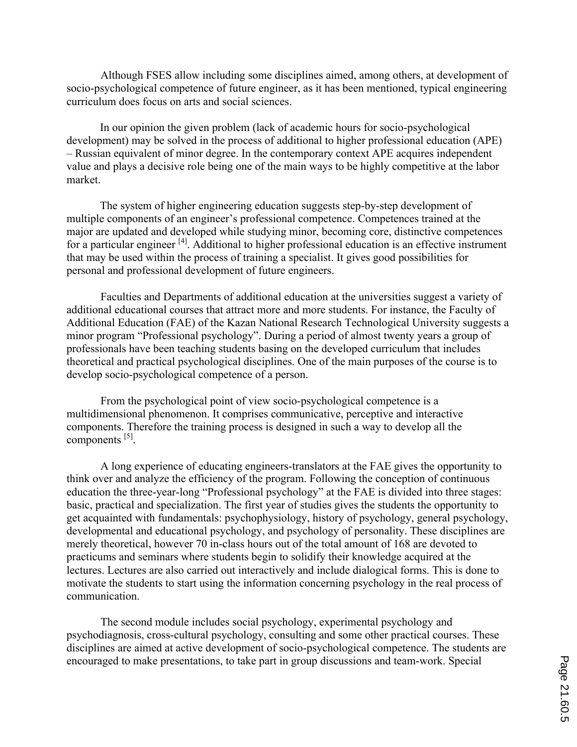Although FSES allow including some disciplines aimed, among others, at development of socio-psychological competence of future engineer, as it has been mentioned, typical engineering curriculum does focus on arts and social sciences.

In our opinion the given problem (lack of academic hours for socio-psychological development) may be solved in the process of additional to higher professional education (APE) – Russian equivalent of minor degree. In the contemporary context APE acquires independent value and plays a decisive role being one of the main ways to be highly competitive at the labor market.

The system of higher engineering education suggests step-by-step development of multiple components of an engineer's professional competence. Competences trained at the major are updated and developed while studying minor, becoming core, distinctive competences for a particular engineer [4]. Additional to higher professional education is an effective instrument that may be used within the process of training a specialist. It gives good possibilities for personal and professional development of future engineers.

Faculties and Departments of additional education at the universities suggest a variety of additional educational courses that attract more and more students. For instance, the Faculty of Additional Education (FAE) of the Kazan National Research Technological University suggests a minor program "Professional psychology". During a period of almost twenty years a group of professionals have been teaching students basing on the developed curriculum that includes theoretical and practical psychological disciplines. One of the main purposes of the course is to develop socio-psychological competence of a person.

From the psychological point of view socio-psychological competence is a multidimensional phenomenon. It comprises communicative, perceptive and interactive components. Therefore the training process is designed in such a way to develop all the components [5].

A long experience of educating engineers-translators at the FAE gives the opportunity to think over and analyze the efficiency of the program. Following the conception of continuous education the three-year-long "Professional psychology" at the FAE is divided into three stages: basic, practical and specialization. The first year of studies gives the students the opportunity to get acquainted with fundamentals: psychophysiology, history of psychology, general psychology, developmental and educational psychology, and psychology of personality. These disciplines are merely theoretical, however 70 in-class hours out of the total amount of 168 are devoted to practicums and seminars where students begin to solidify their knowledge acquired at the lectures. Lectures are also carried out interactively and include dialogical forms. This is done to motivate the students to start using the information concerning psychology in the real process of communication.

The second module includes social psychology, experimental psychology and psychodiagnosis, cross-cultural psychology, consulting and some other practical courses. These disciplines are aimed at active development of socio-psychological competence. The students are encouraged to make presentations, to take part in group discussions and team-work. Special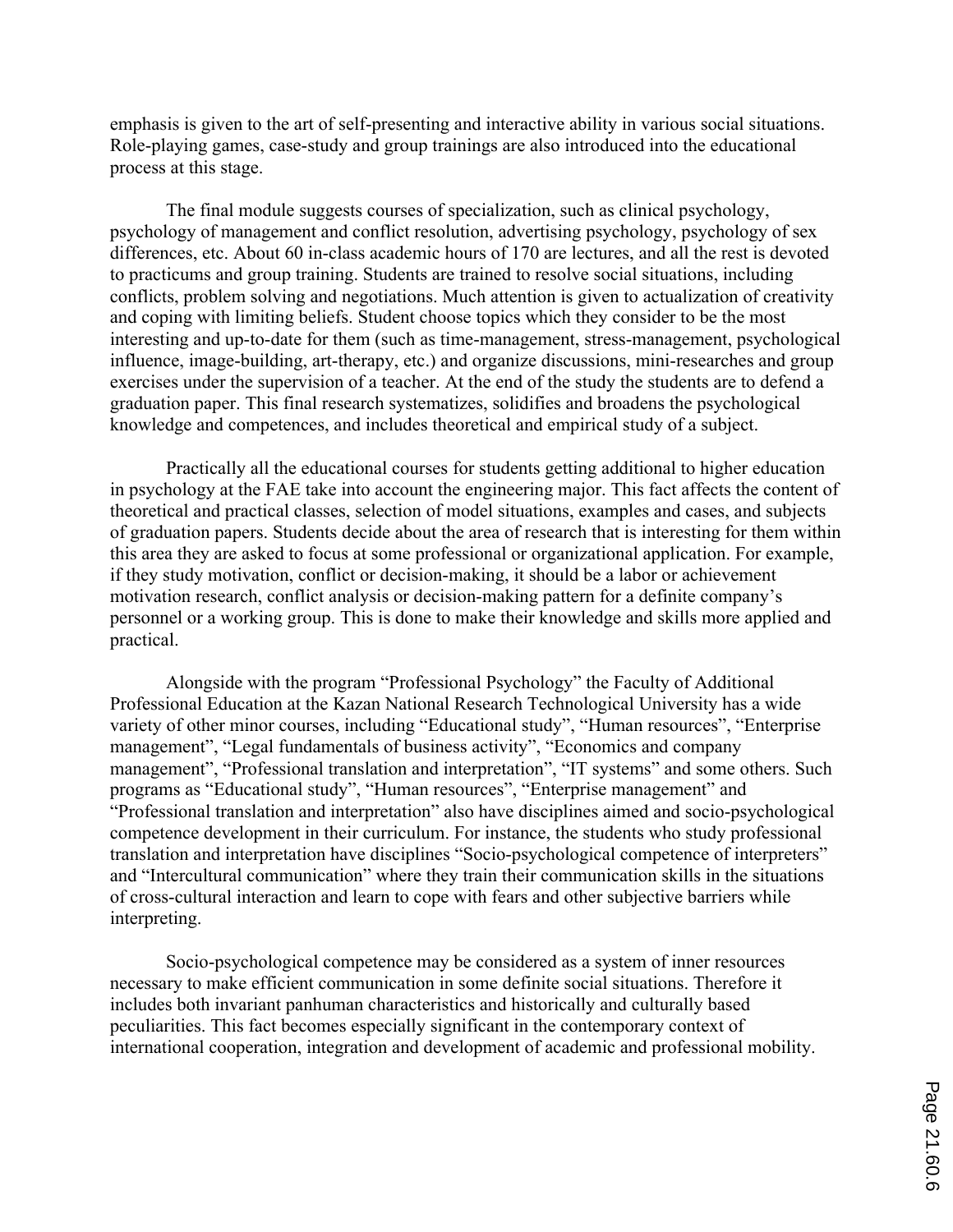emphasis is given to the art of self-presenting and interactive ability in various social situations. Role-playing games, case-study and group trainings are also introduced into the educational process at this stage.

The final module suggests courses of specialization, such as clinical psychology, psychology of management and conflict resolution, advertising psychology, psychology of sex differences, etc. About 60 in-class academic hours of 170 are lectures, and all the rest is devoted to practicums and group training. Students are trained to resolve social situations, including conflicts, problem solving and negotiations. Much attention is given to actualization of creativity and coping with limiting beliefs. Student choose topics which they consider to be the most interesting and up-to-date for them (such as time-management, stress-management, psychological influence, image-building, art-therapy, etc.) and organize discussions, mini-researches and group exercises under the supervision of a teacher. At the end of the study the students are to defend a graduation paper. This final research systematizes, solidifies and broadens the psychological knowledge and competences, and includes theoretical and empirical study of a subject.

Practically all the educational courses for students getting additional to higher education in psychology at the FAE take into account the engineering major. This fact affects the content of theoretical and practical classes, selection of model situations, examples and cases, and subjects of graduation papers. Students decide about the area of research that is interesting for them within this area they are asked to focus at some professional or organizational application. For example, if they study motivation, conflict or decision-making, it should be a labor or achievement motivation research, conflict analysis or decision-making pattern for a definite company's personnel or a working group. This is done to make their knowledge and skills more applied and practical.

Alongside with the program "Professional Psychology" the Faculty of Additional Professional Education at the Kazan National Research Technological University has a wide variety of other minor courses, including "Educational study", "Human resources", "Enterprise management", "Legal fundamentals of business activity", "Economics and company management", "Professional translation and interpretation", "IT systems" and some others. Such programs as "Educational study", "Human resources", "Enterprise management" and "Professional translation and interpretation" also have disciplines aimed and socio-psychological competence development in their curriculum. For instance, the students who study professional translation and interpretation have disciplines "Socio-psychological competence of interpreters" and "Intercultural communication" where they train their communication skills in the situations of cross-cultural interaction and learn to cope with fears and other subjective barriers while interpreting.

Socio-psychological competence may be considered as a system of inner resources necessary to make efficient communication in some definite social situations. Therefore it includes both invariant panhuman characteristics and historically and culturally based peculiarities. This fact becomes especially significant in the contemporary context of international cooperation, integration and development of academic and professional mobility.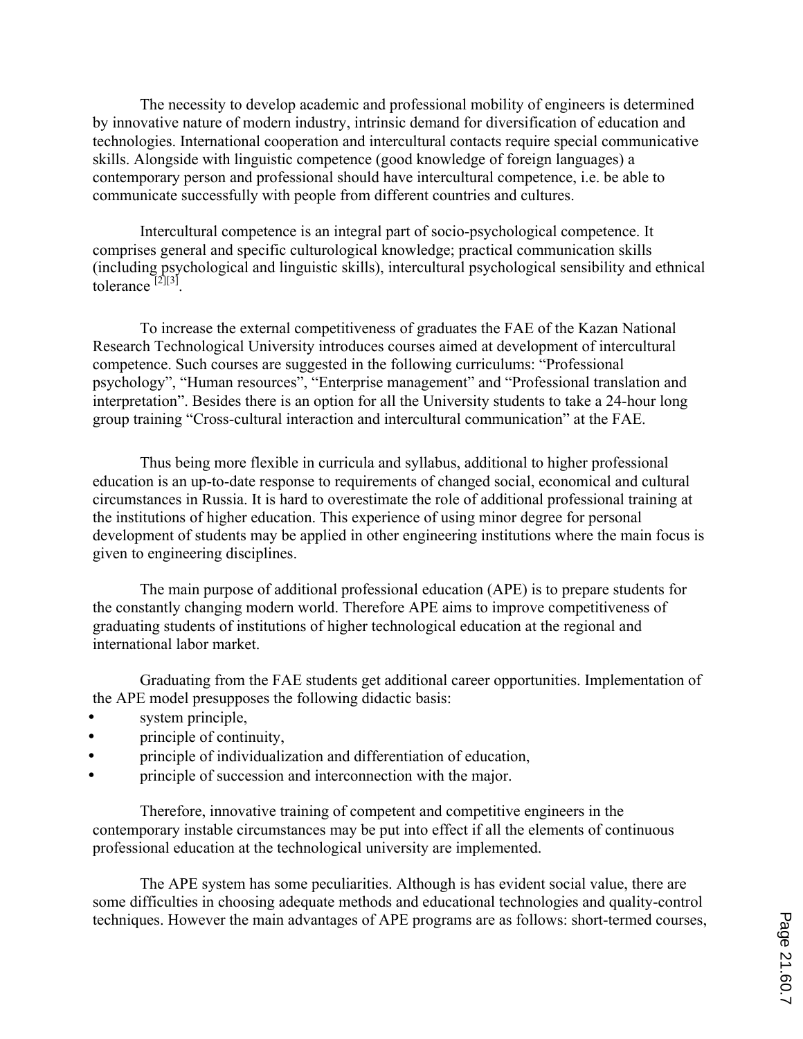The necessity to develop academic and professional mobility of engineers is determined by innovative nature of modern industry, intrinsic demand for diversification of education and technologies. International cooperation and intercultural contacts require special communicative skills. Alongside with linguistic competence (good knowledge of foreign languages) a contemporary person and professional should have intercultural competence, i.e. be able to communicate successfully with people from different countries and cultures.

Intercultural competence is an integral part of socio-psychological competence. It comprises general and specific culturological knowledge; practical communication skills (including psychological and linguistic skills), intercultural psychological sensibility and ethnical tolerance [2][3].

To increase the external competitiveness of graduates the FAE of the Kazan National Research Technological University introduces courses aimed at development of intercultural competence. Such courses are suggested in the following curriculums: "Professional psychology", "Human resources", "Enterprise management" and "Professional translation and interpretation". Besides there is an option for all the University students to take a 24-hour long group training "Cross-cultural interaction and intercultural communication" at the FAE.

Thus being more flexible in curricula and syllabus, additional to higher professional education is an up-to-date response to requirements of changed social, economical and cultural circumstances in Russia. It is hard to overestimate the role of additional professional training at the institutions of higher education. This experience of using minor degree for personal development of students may be applied in other engineering institutions where the main focus is given to engineering disciplines.

The main purpose of additional professional education (APE) is to prepare students for the constantly changing modern world. Therefore APE aims to improve competitiveness of graduating students of institutions of higher technological education at the regional and international labor market.

Graduating from the FAE students get additional career opportunities. Implementation of the APE model presupposes the following didactic basis:

- system principle,
- principle of continuity,
- principle of individualization and differentiation of education,
- principle of succession and interconnection with the major.

Therefore, innovative training of competent and competitive engineers in the contemporary instable circumstances may be put into effect if all the elements of continuous professional education at the technological university are implemented.

The APE system has some peculiarities. Although is has evident social value, there are some difficulties in choosing adequate methods and educational technologies and quality-control techniques. However the main advantages of APE programs are as follows: short-termed courses,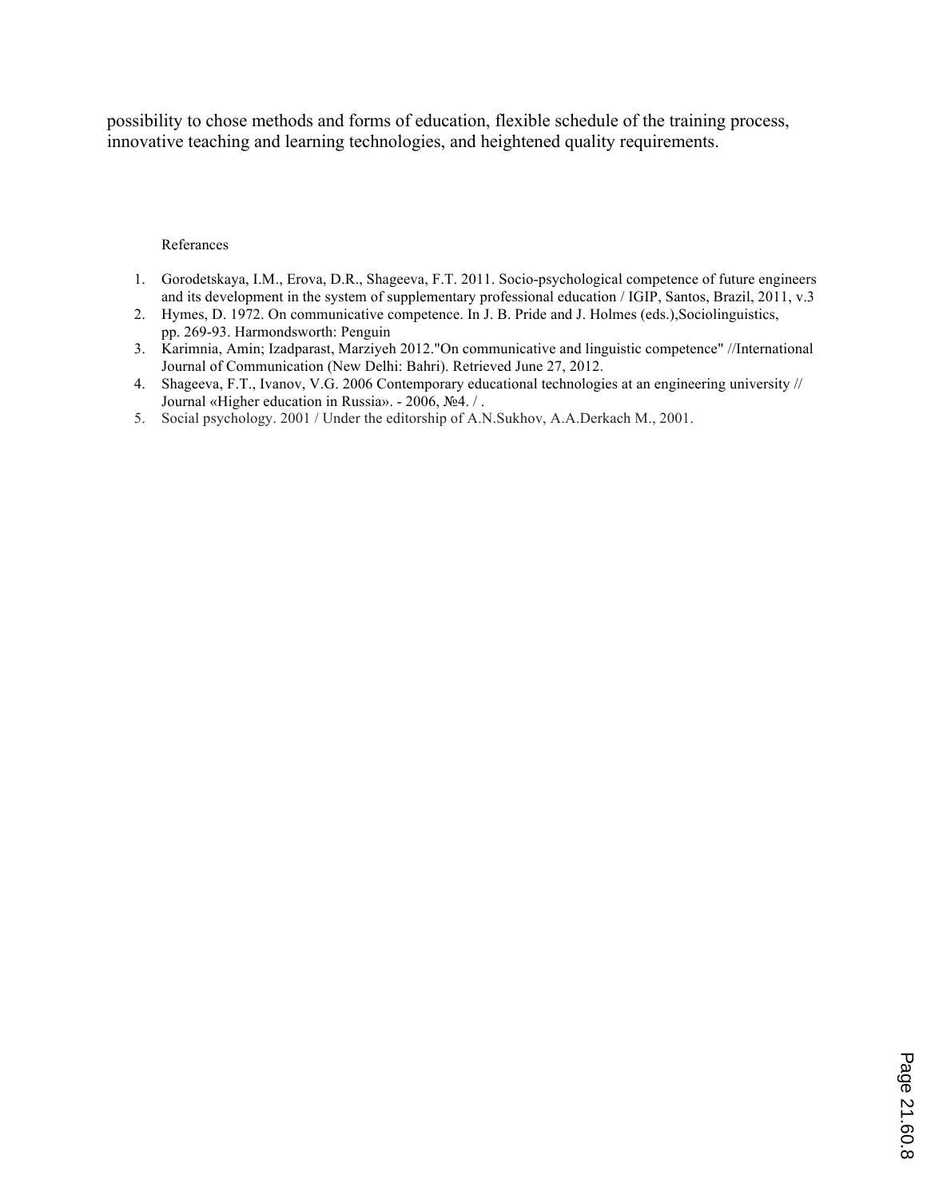possibility to chose methods and forms of education, flexible schedule of the training process, innovative teaching and learning technologies, and heightened quality requirements.

Referances

1. Gorodetskaya, I.M., Erova, D.R., Shageeva, F.T. 2011. Socio-psychological competence of future engineers and its development in the system of supplementary professional education / IGIP, Santos, Brazil, 2011, v.3
2. Hymes, D. 1972. On communicative competence. In J. B. Pride and J. Holmes (eds.),Sociolinguistics, pp. 269-93. Harmondsworth: Penguin
3. Karimnia, Amin; Izadparast, Marziyeh 2012."On communicative and linguistic competence" //International Journal of Communication (New Delhi: Bahri). Retrieved June 27, 2012.
4. Shageeva, F.T., Ivanov, V.G. 2006 Contemporary educational technologies at an engineering university // Journal «Higher education in Russia». - 2006, №4. / .
5. Social psychology. 2001 / Under the editorship of A.N.Sukhov, A.A.Derkach M., 2001.